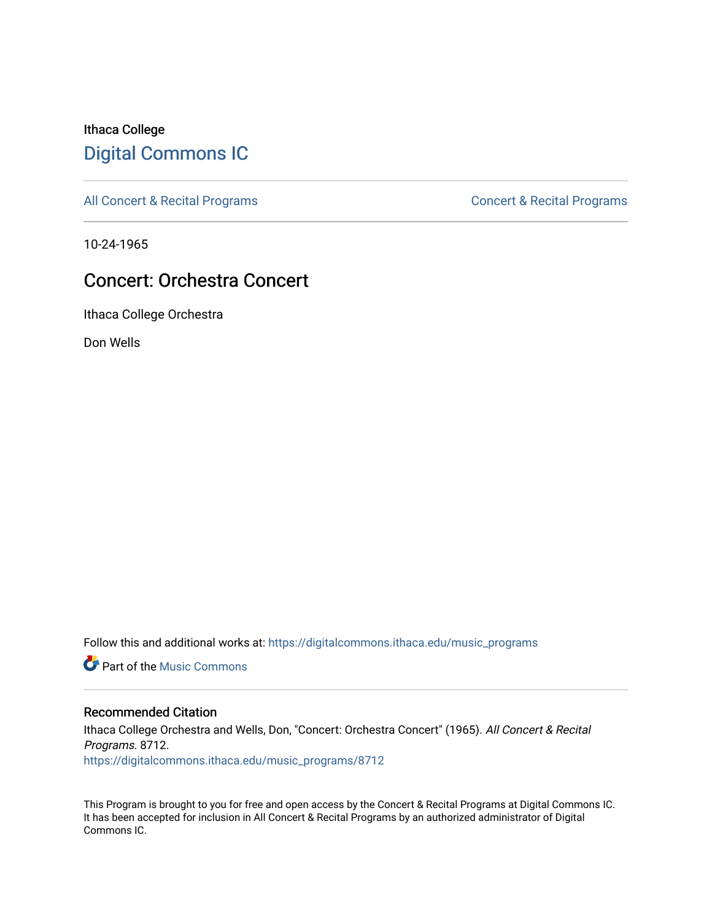Ithaca College

# Digital Commons IC

All Concert & Recital Programs | Concert & Recital Programs

10-24-1965

## Concert: Orchestra Concert

Ithaca College Orchestra

Don Wells

Follow this and additional works at: https://digitalcommons.ithaca.edu/music_programs

Part of the Music Commons

### Recommended Citation

Ithaca College Orchestra and Wells, Don, "Concert: Orchestra Concert" (1965). *All Concert & Recital Programs*. 8712.
https://digitalcommons.ithaca.edu/music_programs/8712

This Program is brought to you for free and open access by the Concert & Recital Programs at Digital Commons IC. It has been accepted for inclusion in All Concert & Recital Programs by an authorized administrator of Digital Commons IC.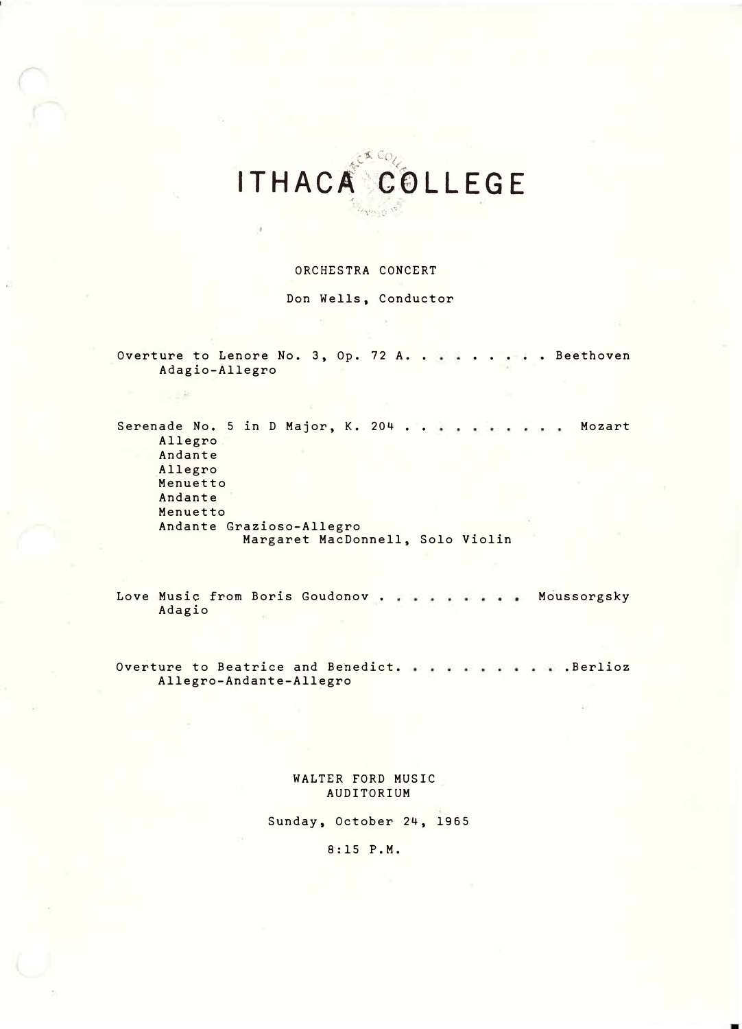# ITHACA COLLEGE

ORCHESTRA CONCERT

Don Wells, Conductor

Overture to Lenore No. 3, Op. 72 A. . . . . . . . . Beethoven
Adagio-Allegro

Serenade No. 5 in D Major, K. 204 . . . . . . . . . . Mozart
Allegro
Andante
Allegro
Menuetto
Andante
Menuetto
Andante Grazioso-Allegro
Margaret MacDonnell, Solo Violin

Love Music from Boris Goudonov . . . . . . . . . Moussorgsky
Adagio

Overture to Beatrice and Benedict. . . . . . . . . . .Berlioz
Allegro-Andante-Allegro

WALTER FORD MUSIC
AUDITORIUM

Sunday, October 24, 1965

8:15 P.M.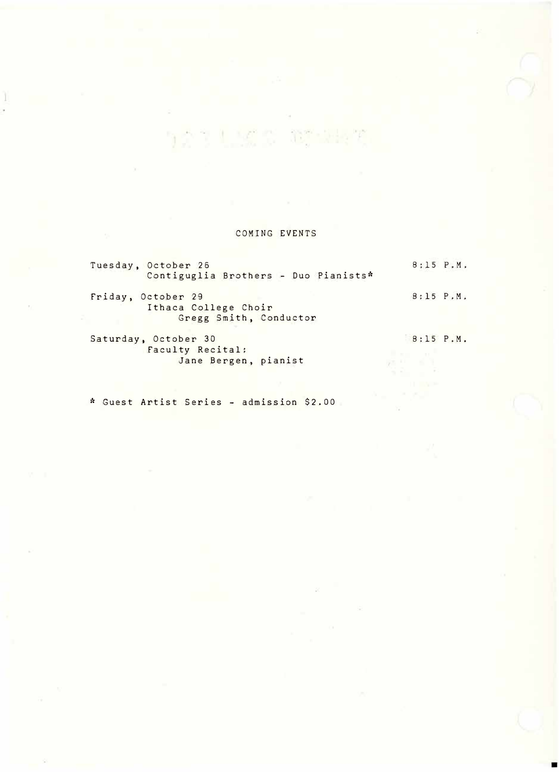## COMING EVENTS

Tuesday, October 26 — 8:15 P.M.
Contiguglia Brothers - Duo Pianists*

Friday, October 29 — 8:15 P.M.
Ithaca College Choir
Gregg Smith, Conductor

Saturday, October 30 — 8:15 P.M.
Faculty Recital:
Jane Bergen, pianist

* Guest Artist Series - admission $2.00